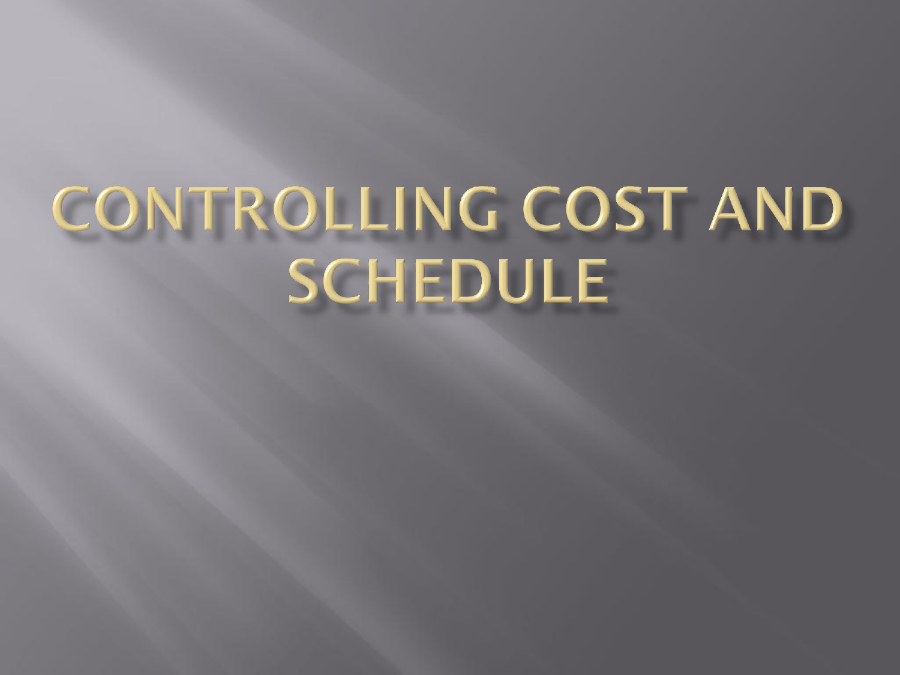# CONTROLLING COST AND SCHEDULE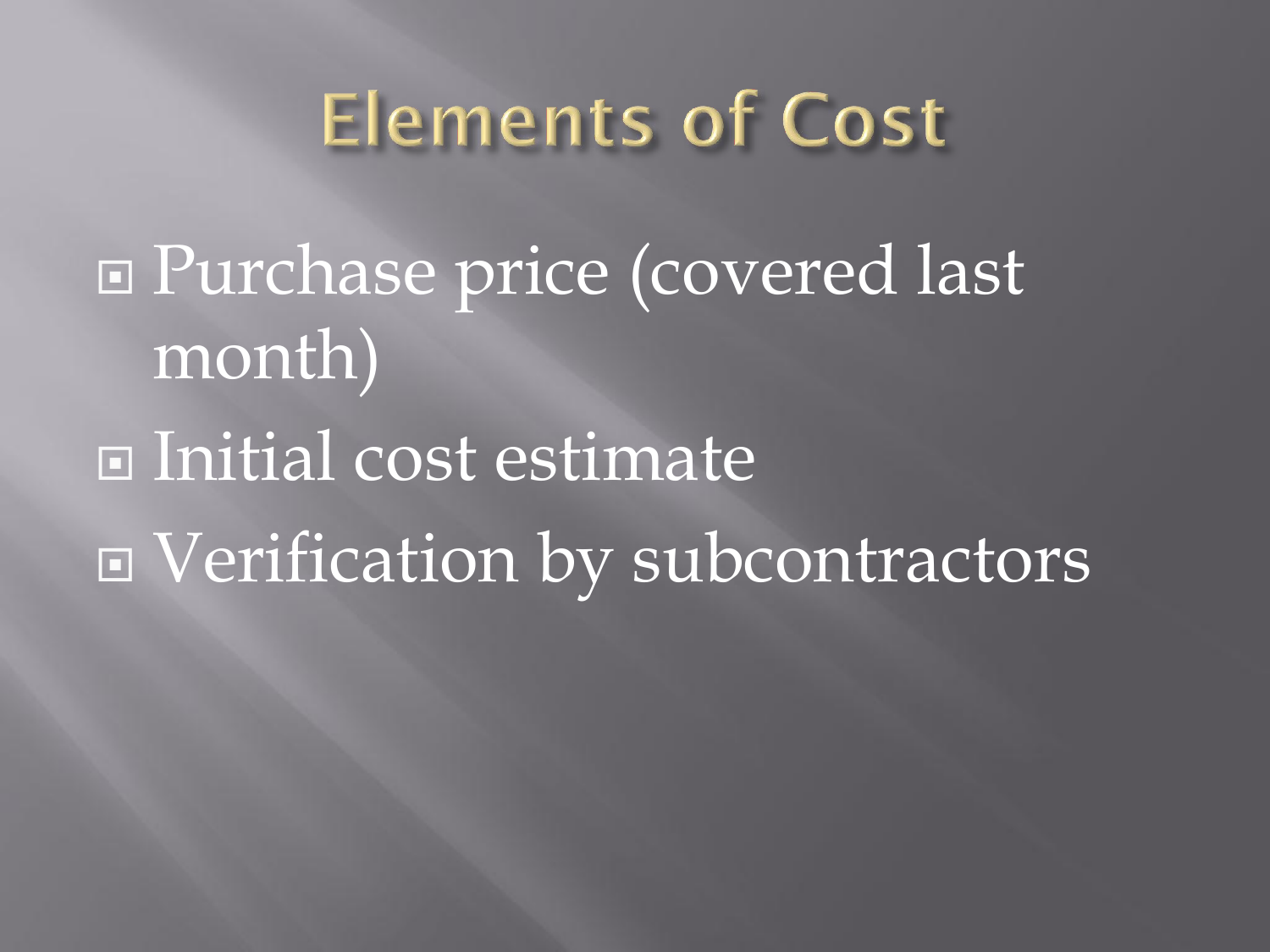# Elements of Cost

- Purchase price (covered last month)
- Initial cost estimate
- Verification by subcontractors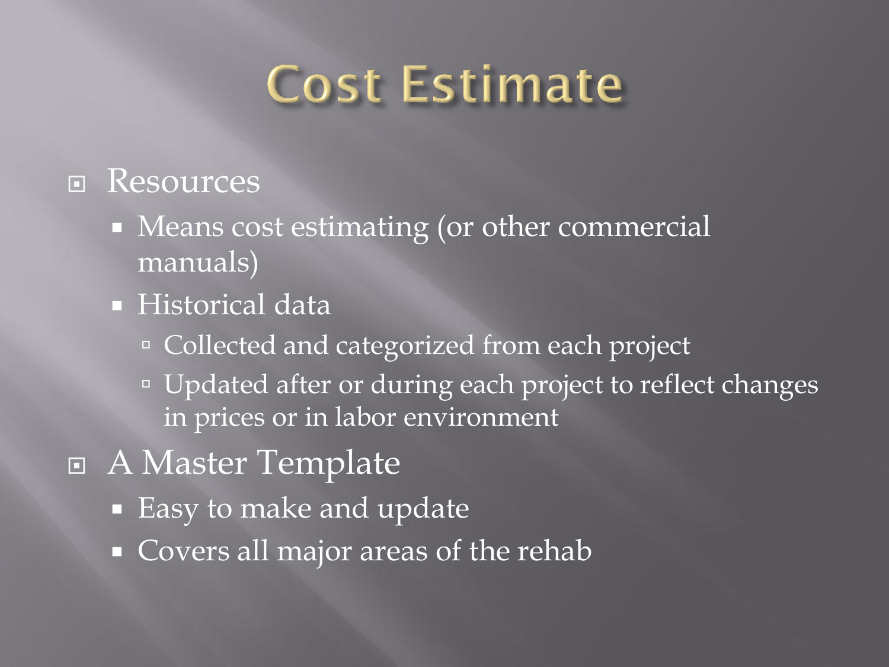# Cost Estimate

- Resources
  - Means cost estimating (or other commercial manuals)
  - Historical data
    - Collected and categorized from each project
    - Updated after or during each project to reflect changes in prices or in labor environment
- A Master Template
  - Easy to make and update
  - Covers all major areas of the rehab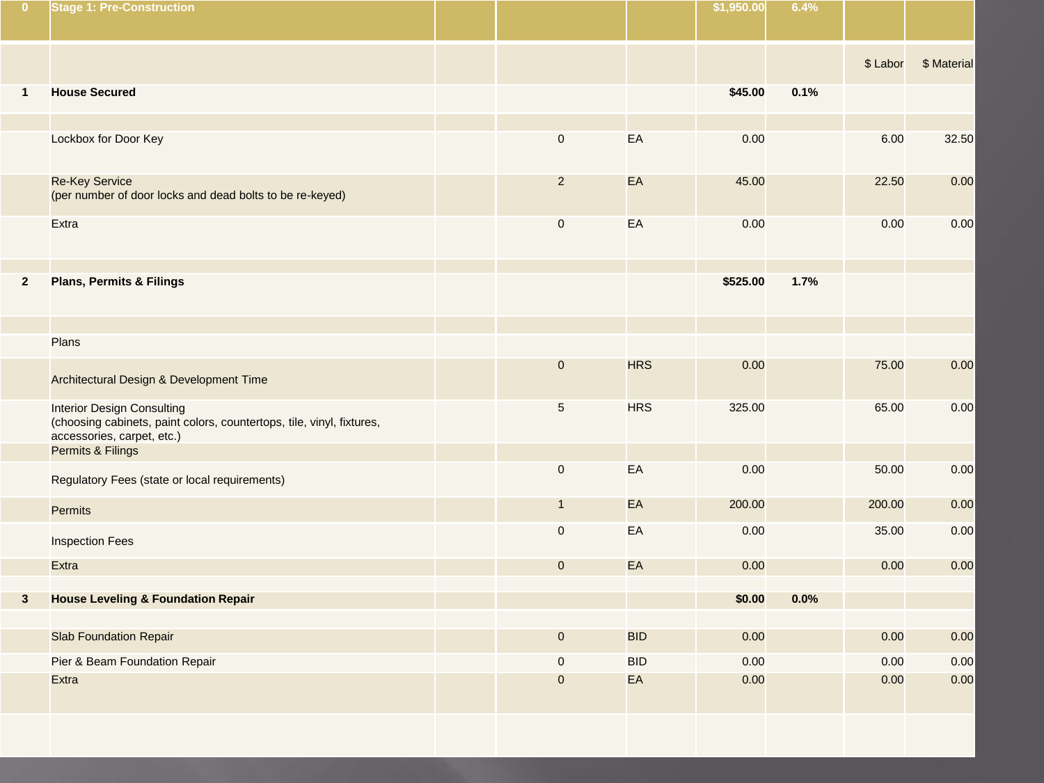| 0 | Stage 1: Pre-Construction | | | | $1,950.00 | 6.4% | | |
|---|---|---|---|---|---|---|---|---|
| | | | | | | | $ Labor | $ Material |
| 1 | **House Secured** | | | | **$45.00** | **0.1%** | | |
| | | | | | | | | |
| | Lockbox for Door Key | | 0 | EA | 0.00 | | 6.00 | 32.50 |
| | Re-Key Service (per number of door locks and dead bolts to be re-keyed) | | 2 | EA | 45.00 | | 22.50 | 0.00 |
| | Extra | | 0 | EA | 0.00 | | 0.00 | 0.00 |
| | | | | | | | | |
| 2 | **Plans, Permits & Filings** | | | | **$525.00** | **1.7%** | | |
| | | | | | | | | |
| | Plans | | | | | | | |
| | Architectural Design & Development Time | | 0 | HRS | 0.00 | | 75.00 | 0.00 |
| | Interior Design Consulting (choosing cabinets, paint colors, countertops, tile, vinyl, fixtures, accessories, carpet, etc.) | | 5 | HRS | 325.00 | | 65.00 | 0.00 |
| | Permits & Filings | | | | | | | |
| | Regulatory Fees (state or local requirements) | | 0 | EA | 0.00 | | 50.00 | 0.00 |
| | Permits | | 1 | EA | 200.00 | | 200.00 | 0.00 |
| | Inspection Fees | | 0 | EA | 0.00 | | 35.00 | 0.00 |
| | Extra | | 0 | EA | 0.00 | | 0.00 | 0.00 |
| | | | | | | | | |
| 3 | **House Leveling & Foundation Repair** | | | | **$0.00** | **0.0%** | | |
| | | | | | | | | |
| | Slab Foundation Repair | | 0 | BID | 0.00 | | 0.00 | 0.00 |
| | Pier & Beam Foundation Repair | | 0 | BID | 0.00 | | 0.00 | 0.00 |
| | Extra | | 0 | EA | 0.00 | | 0.00 | 0.00 |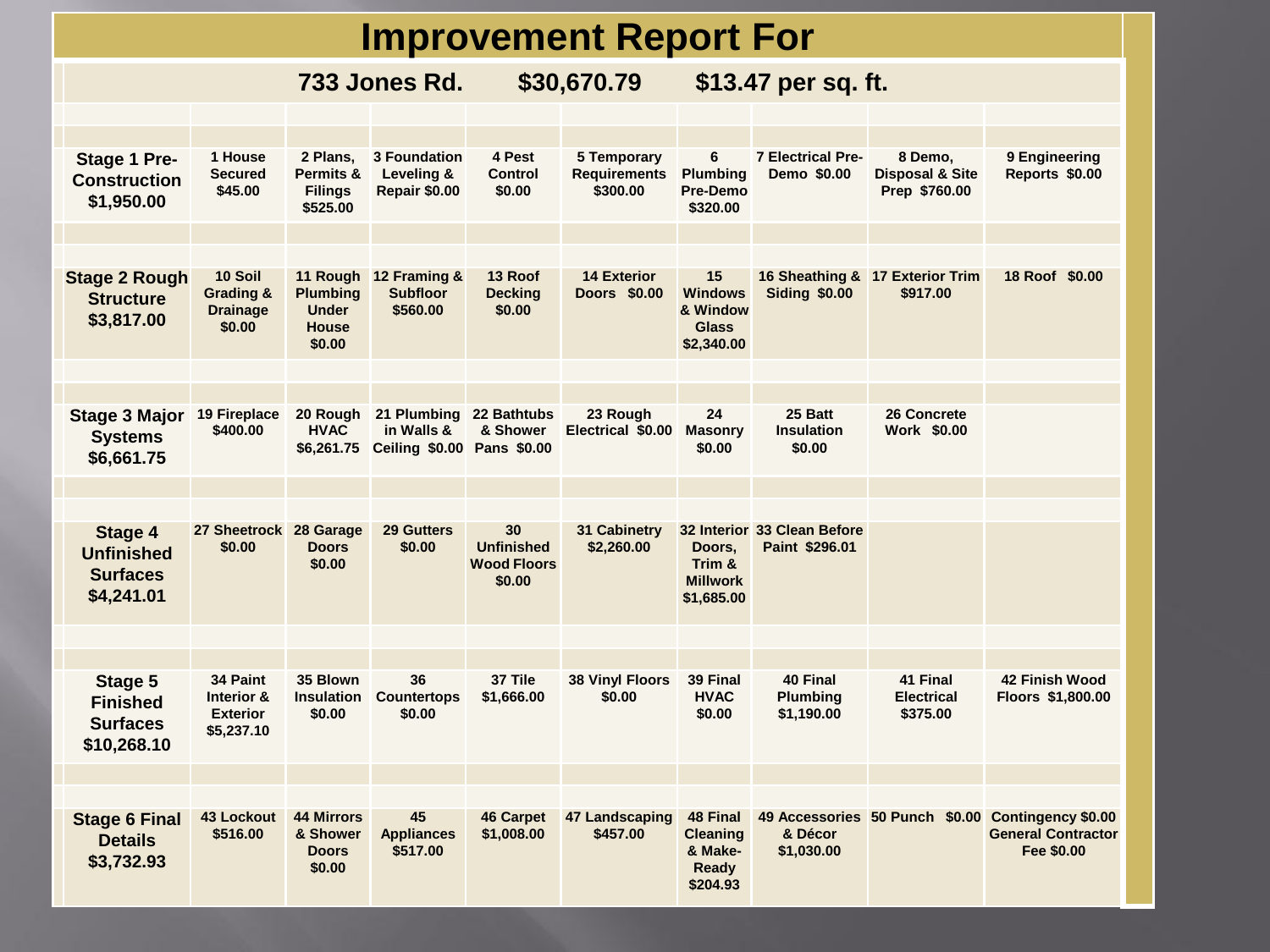# Improvement Report For

**733 Jones Rd. $30,670.79 $13.47 per sq. ft.**

| | | | | | | | | | |
|---|---|---|---|---|---|---|---|---|---|
| **Stage 1 Pre-Construction $1,950.00** | 1 House Secured $45.00 | 2 Plans, Permits & Filings $525.00 | 3 Foundation Leveling & Repair $0.00 | 4 Pest Control $0.00 | 5 Temporary Requirements $300.00 | 6 Plumbing Pre-Demo $320.00 | 7 Electrical Pre-Demo $0.00 | 8 Demo, Disposal & Site Prep $760.00 | 9 Engineering Reports $0.00 |
| **Stage 2 Rough Structure $3,817.00** | 10 Soil Grading & Drainage $0.00 | 11 Rough Plumbing Under House $0.00 | 12 Framing & Subfloor $560.00 | 13 Roof Decking $0.00 | 14 Exterior Doors $0.00 | 15 Windows & Window Glass $2,340.00 | 16 Sheathing & Siding $0.00 | 17 Exterior Trim $917.00 | 18 Roof $0.00 |
| **Stage 3 Major Systems $6,661.75** | 19 Fireplace $400.00 | 20 Rough HVAC $6,261.75 | 21 Plumbing in Walls & Ceiling $0.00 | 22 Bathtubs & Shower Pans $0.00 | 23 Rough Electrical $0.00 | 24 Masonry $0.00 | 25 Batt Insulation $0.00 | 26 Concrete Work $0.00 | |
| **Stage 4 Unfinished Surfaces $4,241.01** | 27 Sheetrock $0.00 | 28 Garage Doors $0.00 | 29 Gutters $0.00 | 30 Unfinished Wood Floors $0.00 | 31 Cabinetry $2,260.00 | 32 Interior Doors, Trim & Millwork $1,685.00 | 33 Clean Before Paint $296.01 | | |
| **Stage 5 Finished Surfaces $10,268.10** | 34 Paint Interior & Exterior $5,237.10 | 35 Blown Insulation $0.00 | 36 Countertops $0.00 | 37 Tile $1,666.00 | 38 Vinyl Floors $0.00 | 39 Final HVAC $0.00 | 40 Final Plumbing $1,190.00 | 41 Final Electrical $375.00 | 42 Finish Wood Floors $1,800.00 |
| **Stage 6 Final Details $3,732.93** | 43 Lockout $516.00 | 44 Mirrors & Shower Doors $0.00 | 45 Appliances $517.00 | 46 Carpet $1,008.00 | 47 Landscaping $457.00 | 48 Final Cleaning & Make-Ready $204.93 | 49 Accessories & Décor $1,030.00 | 50 Punch $0.00 | Contingency $0.00 General Contractor Fee $0.00 |